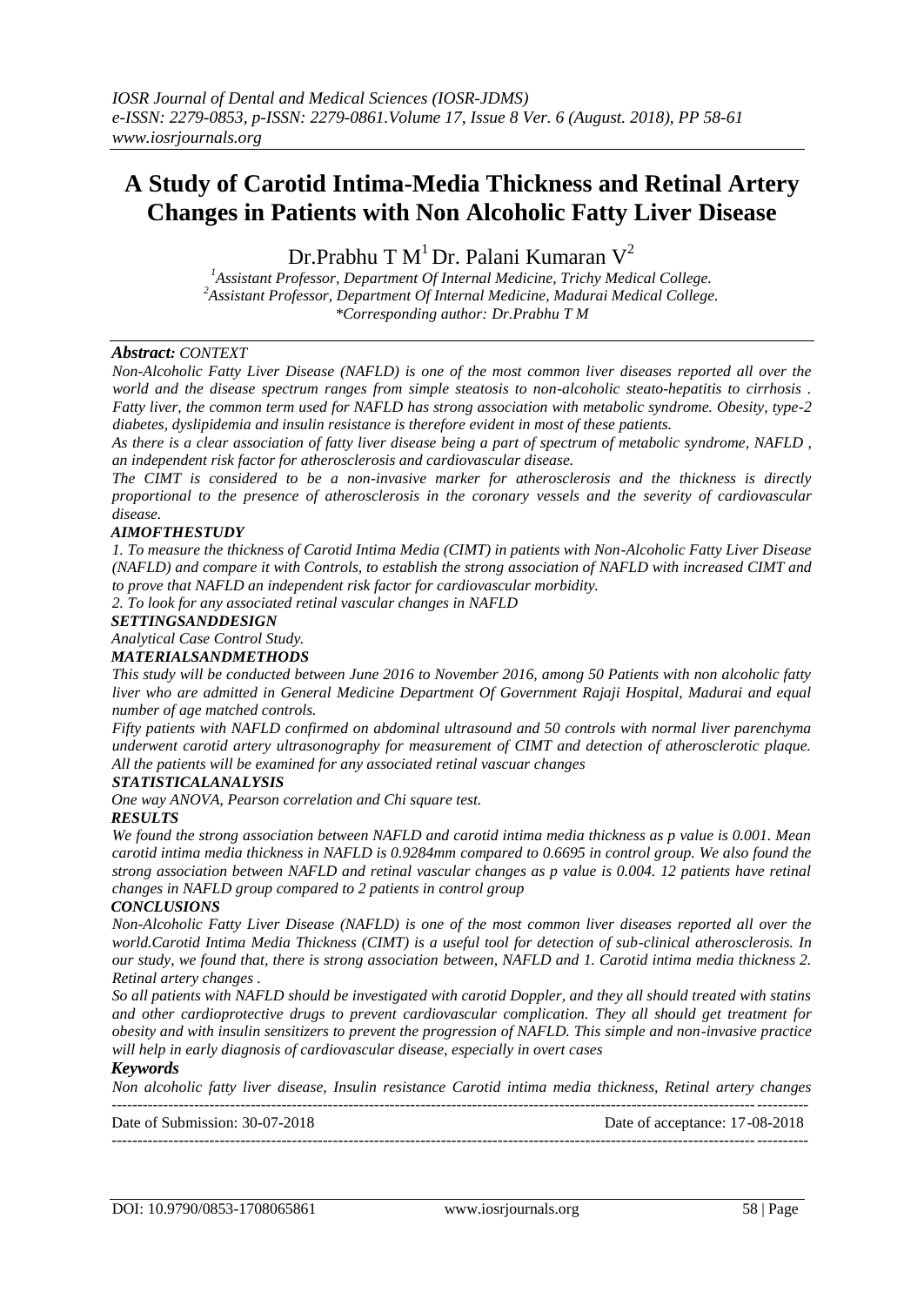# A Study of Carotid Intima-Media Thickness and Retinal Artery Changes in Patients with Non Alcoholic Fatty Liver Disease

Dr.Prabhu T M[1] Dr. Palani Kumaran V[2]

[1]Assistant Professor, Department Of Internal Medicine, Trichy Medical College.
[2]Assistant Professor, Department Of Internal Medicine, Madurai Medical College.
*Corresponding author: Dr.Prabhu T M

***Abstract:*** *CONTEXT*

*Non-Alcoholic Fatty Liver Disease (NAFLD) is one of the most common liver diseases reported all over the world and the disease spectrum ranges from simple steatosis to non-alcoholic steato-hepatitis to cirrhosis . Fatty liver, the common term used for NAFLD has strong association with metabolic syndrome. Obesity, type-2 diabetes, dyslipidemia and insulin resistance is therefore evident in most of these patients.*

*As there is a clear association of fatty liver disease being a part of spectrum of metabolic syndrome, NAFLD , an independent risk factor for atherosclerosis and cardiovascular disease.*

*The CIMT is considered to be a non-invasive marker for atherosclerosis and the thickness is directly proportional to the presence of atherosclerosis in the coronary vessels and the severity of cardiovascular disease.*

***AIMOFTHESTUDY***

*1. To measure the thickness of Carotid Intima Media (CIMT) in patients with Non-Alcoholic Fatty Liver Disease (NAFLD) and compare it with Controls, to establish the strong association of NAFLD with increased CIMT and to prove that NAFLD an independent risk factor for cardiovascular morbidity.*

*2. To look for any associated retinal vascular changes in NAFLD*

***SETTINGSANDDESIGN***

*Analytical Case Control Study.*

***MATERIALSANDMETHODS***

*This study will be conducted between June 2016 to November 2016, among 50 Patients with non alcoholic fatty liver who are admitted in General Medicine Department Of Government Rajaji Hospital, Madurai and equal number of age matched controls.*

*Fifty patients with NAFLD confirmed on abdominal ultrasound and 50 controls with normal liver parenchyma underwent carotid artery ultrasonography for measurement of CIMT and detection of atherosclerotic plaque. All the patients will be examined for any associated retinal vascuar changes*

***STATISTICALANALYSIS***

*One way ANOVA, Pearson correlation and Chi square test.*

***RESULTS***

*We found the strong association between NAFLD and carotid intima media thickness as p value is 0.001. Mean carotid intima media thickness in NAFLD is 0.9284mm compared to 0.6695 in control group. We also found the strong association between NAFLD and retinal vascular changes as p value is 0.004. 12 patients have retinal changes in NAFLD group compared to 2 patients in control group*

***CONCLUSIONS***

*Non-Alcoholic Fatty Liver Disease (NAFLD) is one of the most common liver diseases reported all over the world.Carotid Intima Media Thickness (CIMT) is a useful tool for detection of sub-clinical atherosclerosis. In our study, we found that, there is strong association between, NAFLD and 1. Carotid intima media thickness 2. Retinal artery changes .*

*So all patients with NAFLD should be investigated with carotid Doppler, and they all should treated with statins and other cardioprotective drugs to prevent cardiovascular complication. They all should get treatment for obesity and with insulin sensitizers to prevent the progression of NAFLD. This simple and non-invasive practice will help in early diagnosis of cardiovascular disease, especially in overt cases*

***Keywords***

*Non alcoholic fatty liver disease, Insulin resistance Carotid intima media thickness, Retinal artery changes*

Date of Submission: 30-07-2018 Date of acceptance: 17-08-2018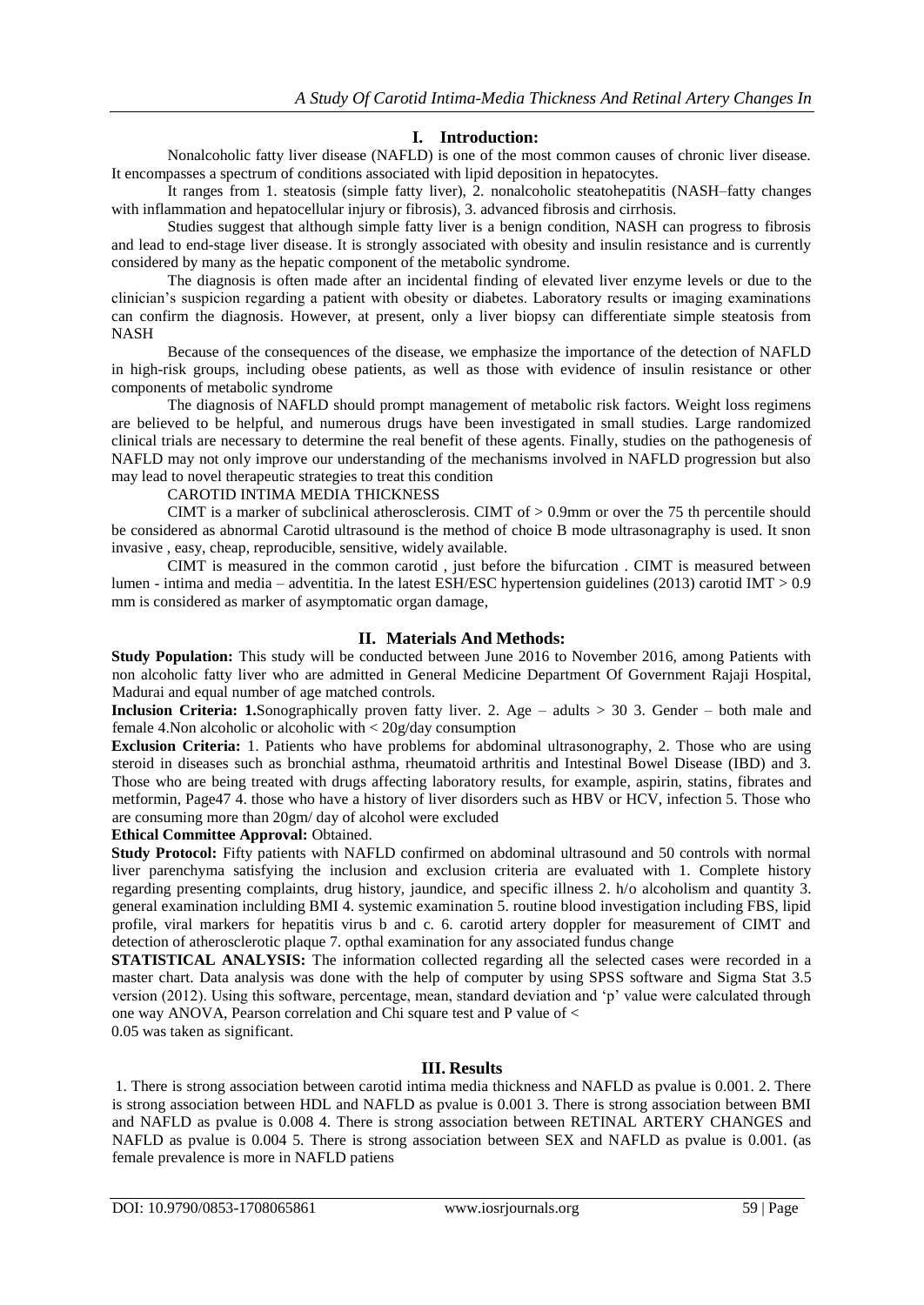## I. Introduction:

Nonalcoholic fatty liver disease (NAFLD) is one of the most common causes of chronic liver disease. It encompasses a spectrum of conditions associated with lipid deposition in hepatocytes.

It ranges from 1. steatosis (simple fatty liver), 2. nonalcoholic steatohepatitis (NASH–fatty changes with inflammation and hepatocellular injury or fibrosis), 3. advanced fibrosis and cirrhosis.

Studies suggest that although simple fatty liver is a benign condition, NASH can progress to fibrosis and lead to end-stage liver disease. It is strongly associated with obesity and insulin resistance and is currently considered by many as the hepatic component of the metabolic syndrome.

The diagnosis is often made after an incidental finding of elevated liver enzyme levels or due to the clinician's suspicion regarding a patient with obesity or diabetes. Laboratory results or imaging examinations can confirm the diagnosis. However, at present, only a liver biopsy can differentiate simple steatosis from NASH

Because of the consequences of the disease, we emphasize the importance of the detection of NAFLD in high-risk groups, including obese patients, as well as those with evidence of insulin resistance or other components of metabolic syndrome

The diagnosis of NAFLD should prompt management of metabolic risk factors. Weight loss regimens are believed to be helpful, and numerous drugs have been investigated in small studies. Large randomized clinical trials are necessary to determine the real benefit of these agents. Finally, studies on the pathogenesis of NAFLD may not only improve our understanding of the mechanisms involved in NAFLD progression but also may lead to novel therapeutic strategies to treat this condition

CAROTID INTIMA MEDIA THICKNESS

CIMT is a marker of subclinical atherosclerosis. CIMT of > 0.9mm or over the 75 th percentile should be considered as abnormal Carotid ultrasound is the method of choice B mode ultrasonagraphy is used. It snon invasive , easy, cheap, reproducible, sensitive, widely available.

CIMT is measured in the common carotid , just before the bifurcation . CIMT is measured between lumen - intima and media – adventitia. In the latest ESH/ESC hypertension guidelines (2013) carotid IMT > 0.9 mm is considered as marker of asymptomatic organ damage,

## II. Materials And Methods:

**Study Population:** This study will be conducted between June 2016 to November 2016, among Patients with non alcoholic fatty liver who are admitted in General Medicine Department Of Government Rajaji Hospital, Madurai and equal number of age matched controls.

**Inclusion Criteria: 1.**Sonographically proven fatty liver. 2. Age – adults > 30 3. Gender – both male and female 4.Non alcoholic or alcoholic with < 20g/day consumption

**Exclusion Criteria:** 1. Patients who have problems for abdominal ultrasonography, 2. Those who are using steroid in diseases such as bronchial asthma, rheumatoid arthritis and Intestinal Bowel Disease (IBD) and 3. Those who are being treated with drugs affecting laboratory results, for example, aspirin, statins, fibrates and metformin, Page47 4. those who have a history of liver disorders such as HBV or HCV, infection 5. Those who are consuming more than 20gm/ day of alcohol were excluded

**Ethical Committee Approval:** Obtained.

**Study Protocol:** Fifty patients with NAFLD confirmed on abdominal ultrasound and 50 controls with normal liver parenchyma satisfying the inclusion and exclusion criteria are evaluated with 1. Complete history regarding presenting complaints, drug history, jaundice, and specific illness 2. h/o alcoholism and quantity 3. general examination inclulding BMI 4. systemic examination 5. routine blood investigation including FBS, lipid profile, viral markers for hepatitis virus b and c. 6. carotid artery doppler for measurement of CIMT and detection of atherosclerotic plaque 7. opthal examination for any associated fundus change

**STATISTICAL ANALYSIS:** The information collected regarding all the selected cases were recorded in a master chart. Data analysis was done with the help of computer by using SPSS software and Sigma Stat 3.5 version (2012). Using this software, percentage, mean, standard deviation and 'p' value were calculated through one way ANOVA, Pearson correlation and Chi square test and P value of < 0.05 was taken as significant.

## III. Results

1. There is strong association between carotid intima media thickness and NAFLD as pvalue is 0.001. 2. There is strong association between HDL and NAFLD as pvalue is 0.001 3. There is strong association between BMI and NAFLD as pvalue is 0.008 4. There is strong association between RETINAL ARTERY CHANGES and NAFLD as pvalue is 0.004 5. There is strong association between SEX and NAFLD as pvalue is 0.001. (as female prevalence is more in NAFLD patiens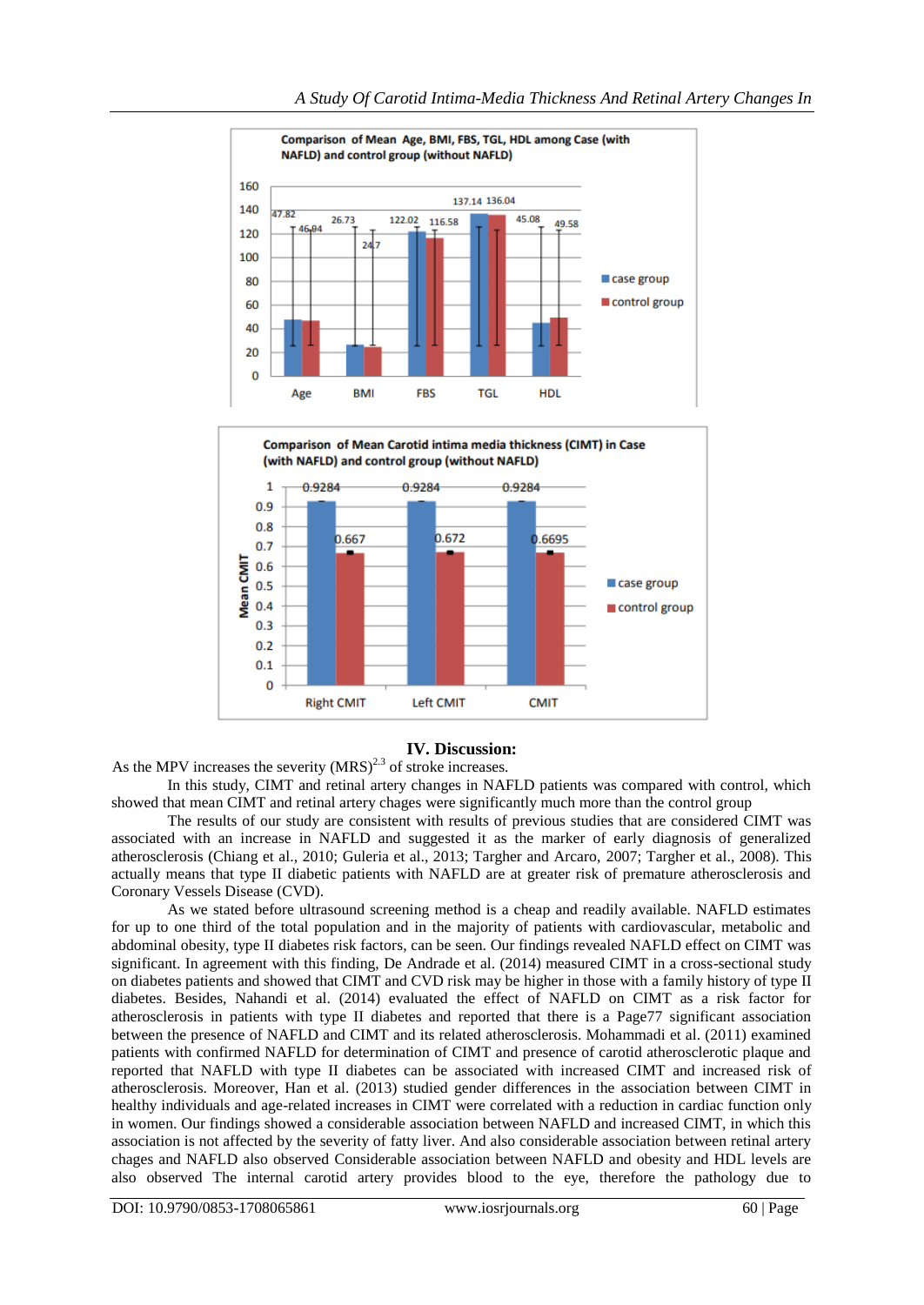Comparison of Mean Age, BMI, FBS, TGL, HDL among Case (with NAFLD) and control group (without NAFLD)

| | Age | BMI | FBS | TGL | HDL |
|---|---|---|---|---|---|
| case group | 47.82 | 26.73 | 122.02 | 137.14 | 45.08 |
| control group | 46.94 | 24.7 | 116.58 | 136.04 | 49.58 |

Comparison of Mean Carotid intima media thickness (CIMT) in Case (with NAFLD) and control group (without NAFLD)

| | Right CMIT | Left CMIT | CMIT |
|---|---|---|---|
| case group | 0.9284 | 0.9284 | 0.9284 |
| control group | 0.667 | 0.672 | 0.6695 |

## IV. Discussion:

As the MPV increases the severity (MRS)[2,3] of stroke increases.

In this study, CIMT and retinal artery changes in NAFLD patients was compared with control, which showed that mean CIMT and retinal artery chages were significantly much more than the control group

The results of our study are consistent with results of previous studies that are considered CIMT was associated with an increase in NAFLD and suggested it as the marker of early diagnosis of generalized atherosclerosis (Chiang et al., 2010; Guleria et al., 2013; Targher and Arcaro, 2007; Targher et al., 2008). This actually means that type II diabetic patients with NAFLD are at greater risk of premature atherosclerosis and Coronary Vessels Disease (CVD).

As we stated before ultrasound screening method is a cheap and readily available. NAFLD estimates for up to one third of the total population and in the majority of patients with cardiovascular, metabolic and abdominal obesity, type II diabetes risk factors, can be seen. Our findings revealed NAFLD effect on CIMT was significant. In agreement with this finding, De Andrade et al. (2014) measured CIMT in a cross-sectional study on diabetes patients and showed that CIMT and CVD risk may be higher in those with a family history of type II diabetes. Besides, Nahandi et al. (2014) evaluated the effect of NAFLD on CIMT as a risk factor for atherosclerosis in patients with type II diabetes and reported that there is a Page77 significant association between the presence of NAFLD and CIMT and its related atherosclerosis. Mohammadi et al. (2011) examined patients with confirmed NAFLD for determination of CIMT and presence of carotid atherosclerotic plaque and reported that NAFLD with type II diabetes can be associated with increased CIMT and increased risk of atherosclerosis. Moreover, Han et al. (2013) studied gender differences in the association between CIMT in healthy individuals and age-related increases in CIMT were correlated with a reduction in cardiac function only in women. Our findings showed a considerable association between NAFLD and increased CIMT, in which this association is not affected by the severity of fatty liver. And also considerable association between retinal artery chages and NAFLD also observed Considerable association between NAFLD and obesity and HDL levels are also observed The internal carotid artery provides blood to the eye, therefore the pathology due to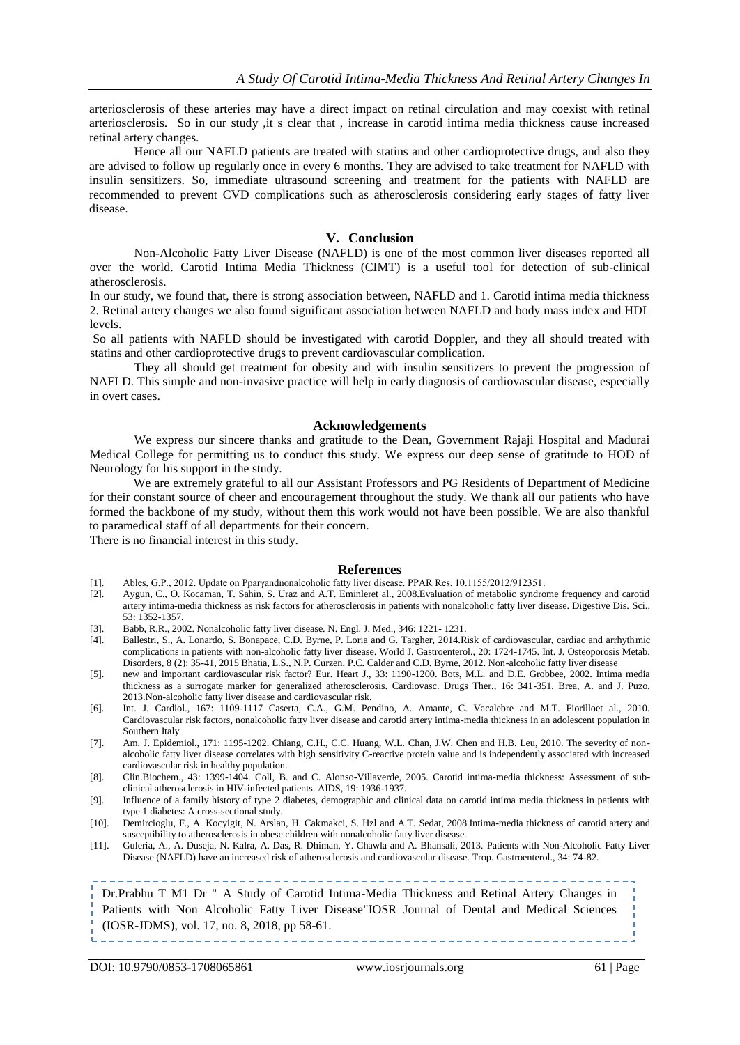arteriosclerosis of these arteries may have a direct impact on retinal circulation and may coexist with retinal arteriosclerosis. So in our study ,it s clear that , increase in carotid intima media thickness cause increased retinal artery changes.

Hence all our NAFLD patients are treated with statins and other cardioprotective drugs, and also they are advised to follow up regularly once in every 6 months. They are advised to take treatment for NAFLD with insulin sensitizers. So, immediate ultrasound screening and treatment for the patients with NAFLD are recommended to prevent CVD complications such as atherosclerosis considering early stages of fatty liver disease.

## V. Conclusion

Non-Alcoholic Fatty Liver Disease (NAFLD) is one of the most common liver diseases reported all over the world. Carotid Intima Media Thickness (CIMT) is a useful tool for detection of sub-clinical atherosclerosis.

In our study, we found that, there is strong association between, NAFLD and 1. Carotid intima media thickness 2. Retinal artery changes we also found significant association between NAFLD and body mass index and HDL levels.

So all patients with NAFLD should be investigated with carotid Doppler, and they all should treated with statins and other cardioprotective drugs to prevent cardiovascular complication.

They all should get treatment for obesity and with insulin sensitizers to prevent the progression of NAFLD. This simple and non-invasive practice will help in early diagnosis of cardiovascular disease, especially in overt cases.

## Acknowledgements

We express our sincere thanks and gratitude to the Dean, Government Rajaji Hospital and Madurai Medical College for permitting us to conduct this study. We express our deep sense of gratitude to HOD of Neurology for his support in the study.

We are extremely grateful to all our Assistant Professors and PG Residents of Department of Medicine for their constant source of cheer and encouragement throughout the study. We thank all our patients who have formed the backbone of my study, without them this work would not have been possible. We are also thankful to paramedical staff of all departments for their concern.

There is no financial interest in this study.

## References

[1]. Ables, G.P., 2012. Update on Pparyandnonalcoholic fatty liver disease. PPAR Res. 10.1155/2012/912351.

[2]. Aygun, C., O. Kocaman, T. Sahin, S. Uraz and A.T. Eminleret al., 2008.Evaluation of metabolic syndrome frequency and carotid artery intima-media thickness as risk factors for atherosclerosis in patients with nonalcoholic fatty liver disease. Digestive Dis. Sci., 53: 1352-1357.

[3]. Babb, R.R., 2002. Nonalcoholic fatty liver disease. N. Engl. J. Med., 346: 1221- 1231.

[4]. Ballestri, S., A. Lonardo, S. Bonapace, C.D. Byrne, P. Loria and G. Targher, 2014.Risk of cardiovascular, cardiac and arrhythmic complications in patients with non-alcoholic fatty liver disease. World J. Gastroenterol., 20: 1724-1745. Int. J. Osteoporosis Metab. Disorders, 8 (2): 35-41, 2015 Bhatia, L.S., N.P. Curzen, P.C. Calder and C.D. Byrne, 2012. Non-alcoholic fatty liver disease

[5]. new and important cardiovascular risk factor? Eur. Heart J., 33: 1190-1200. Bots, M.L. and D.E. Grobbee, 2002. Intima media thickness as a surrogate marker for generalized atherosclerosis. Cardiovasc. Drugs Ther., 16: 341-351. Brea, A. and J. Puzo, 2013.Non-alcoholic fatty liver disease and cardiovascular risk.

[6]. Int. J. Cardiol., 167: 1109-1117 Caserta, C.A., G.M. Pendino, A. Amante, C. Vacalebre and M.T. Fiorilloet al., 2010. Cardiovascular risk factors, nonalcoholic fatty liver disease and carotid artery intima-media thickness in an adolescent population in Southern Italy

[7]. Am. J. Epidemiol., 171: 1195-1202. Chiang, C.H., C.C. Huang, W.L. Chan, J.W. Chen and H.B. Leu, 2010. The severity of non-alcoholic fatty liver disease correlates with high sensitivity C-reactive protein value and is independently associated with increased cardiovascular risk in healthy population.

[8]. Clin.Biochem., 43: 1399-1404. Coll, B. and C. Alonso-Villaverde, 2005. Carotid intima-media thickness: Assessment of sub-clinical atherosclerosis in HIV-infected patients. AIDS, 19: 1936-1937.

[9]. Influence of a family history of type 2 diabetes, demographic and clinical data on carotid intima media thickness in patients with type 1 diabetes: A cross-sectional study.

[10]. Demircioglu, F., A. Kocyigit, N. Arslan, H. Cakmakci, S. Hzl and A.T. Sedat, 2008.Intima-media thickness of carotid artery and susceptibility to atherosclerosis in obese children with nonalcoholic fatty liver disease.

[11]. Guleria, A., A. Duseja, N. Kalra, A. Das, R. Dhiman, Y. Chawla and A. Bhansali, 2013. Patients with Non-Alcoholic Fatty Liver Disease (NAFLD) have an increased risk of atherosclerosis and cardiovascular disease. Trop. Gastroenterol., 34: 74-82.

Dr.Prabhu T M1 Dr " A Study of Carotid Intima-Media Thickness and Retinal Artery Changes in Patients with Non Alcoholic Fatty Liver Disease"IOSR Journal of Dental and Medical Sciences (IOSR-JDMS), vol. 17, no. 8, 2018, pp 58-61.